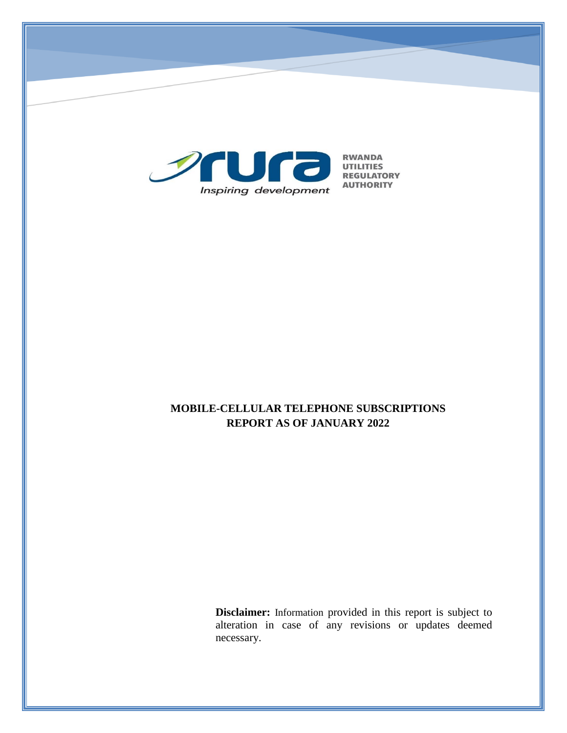RWANDA UTILITIES REGULATORY AUTHORITY

*Inspiring development*

# MOBILE-CELLULAR TELEPHONE SUBSCRIPTIONS REPORT AS OF JANUARY 2022

**Disclaimer:** Information provided in this report is subject to alteration in case of any revisions or updates deemed necessary.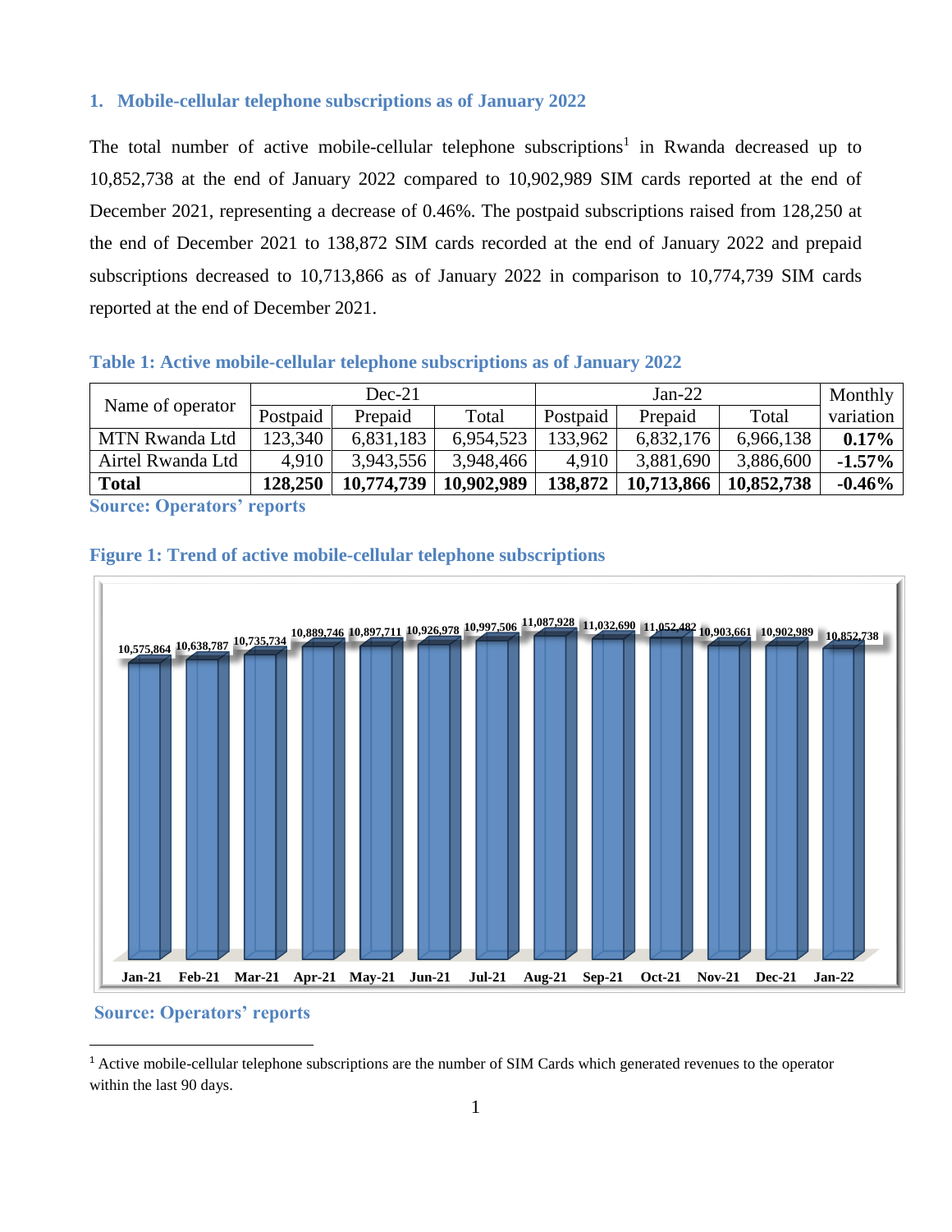## 1. Mobile-cellular telephone subscriptions as of January 2022

The total number of active mobile-cellular telephone subscriptions[1] in Rwanda decreased up to 10,852,738 at the end of January 2022 compared to 10,902,989 SIM cards reported at the end of December 2021, representing a decrease of 0.46%. The postpaid subscriptions raised from 128,250 at the end of December 2021 to 138,872 SIM cards recorded at the end of January 2022 and prepaid subscriptions decreased to 10,713,866 as of January 2022 in comparison to 10,774,739 SIM cards reported at the end of December 2021.

**Table 1: Active mobile-cellular telephone subscriptions as of January 2022**

| Name of operator | Dec-21 | | | Jan-22 | | | Monthly variation |
|---|---|---|---|---|---|---|---|
| | Postpaid | Prepaid | Total | Postpaid | Prepaid | Total | |
| MTN Rwanda Ltd | 123,340 | 6,831,183 | 6,954,523 | 133,962 | 6,832,176 | 6,966,138 | **0.17%** |
| Airtel Rwanda Ltd | 4,910 | 3,943,556 | 3,948,466 | 4,910 | 3,881,690 | 3,886,600 | **-1.57%** |
| **Total** | **128,250** | **10,774,739** | **10,902,989** | **138,872** | **10,713,866** | **10,852,738** | **-0.46%** |

**Source: Operators' reports**

**Figure 1: Trend of active mobile-cellular telephone subscriptions**

| Month | Subscriptions |
|---|---|
| Jan-21 | 10,575,864 |
| Feb-21 | 10,638,787 |
| Mar-21 | 10,735,734 |
| Apr-21 | 10,889,746 |
| May-21 | 10,897,711 |
| Jun-21 | 10,926,978 |
| Jul-21 | 10,997,506 |
| Aug-21 | 11,087,928 |
| Sep-21 | 11,032,690 |
| Oct-21 | 11,052,482 |
| Nov-21 | 10,903,661 |
| Dec-21 | 10,902,989 |
| Jan-22 | 10,852,738 |

**Source: Operators' reports**

[1] Active mobile-cellular telephone subscriptions are the number of SIM Cards which generated revenues to the operator within the last 90 days.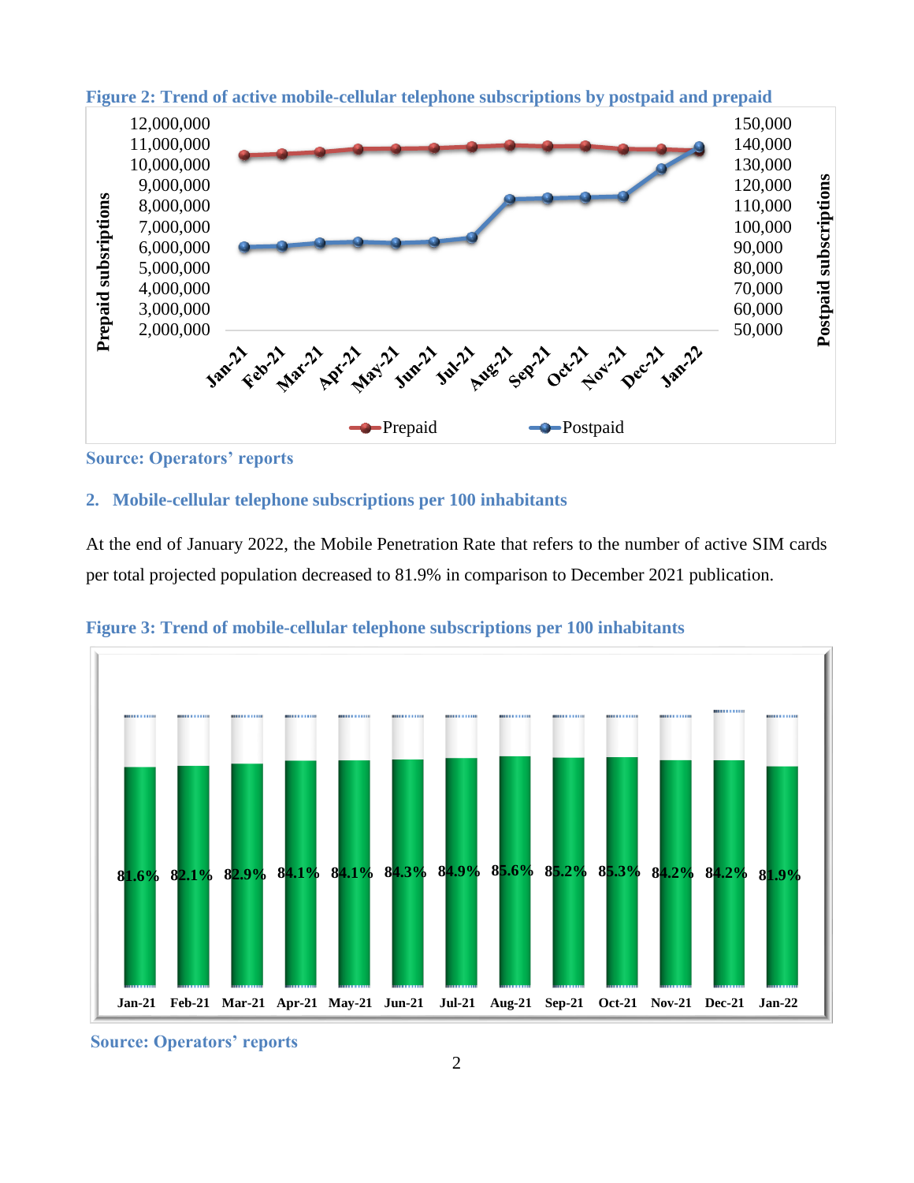**Figure 2: Trend of active mobile-cellular telephone subscriptions by postpaid and prepaid**

**Source: Operators' reports**

## 2. Mobile-cellular telephone subscriptions per 100 inhabitants

At the end of January 2022, the Mobile Penetration Rate that refers to the number of active SIM cards per total projected population decreased to 81.9% in comparison to December 2021 publication.

**Figure 3: Trend of mobile-cellular telephone subscriptions per 100 inhabitants**

| Jan-21 | Feb-21 | Mar-21 | Apr-21 | May-21 | Jun-21 | Jul-21 | Aug-21 | Sep-21 | Oct-21 | Nov-21 | Dec-21 | Jan-22 |
|---|---|---|---|---|---|---|---|---|---|---|---|---|
| 81.6% | 82.1% | 82.9% | 84.1% | 84.1% | 84.3% | 84.9% | 85.6% | 85.2% | 85.3% | 84.2% | 84.2% | 81.9% |

**Source: Operators' reports**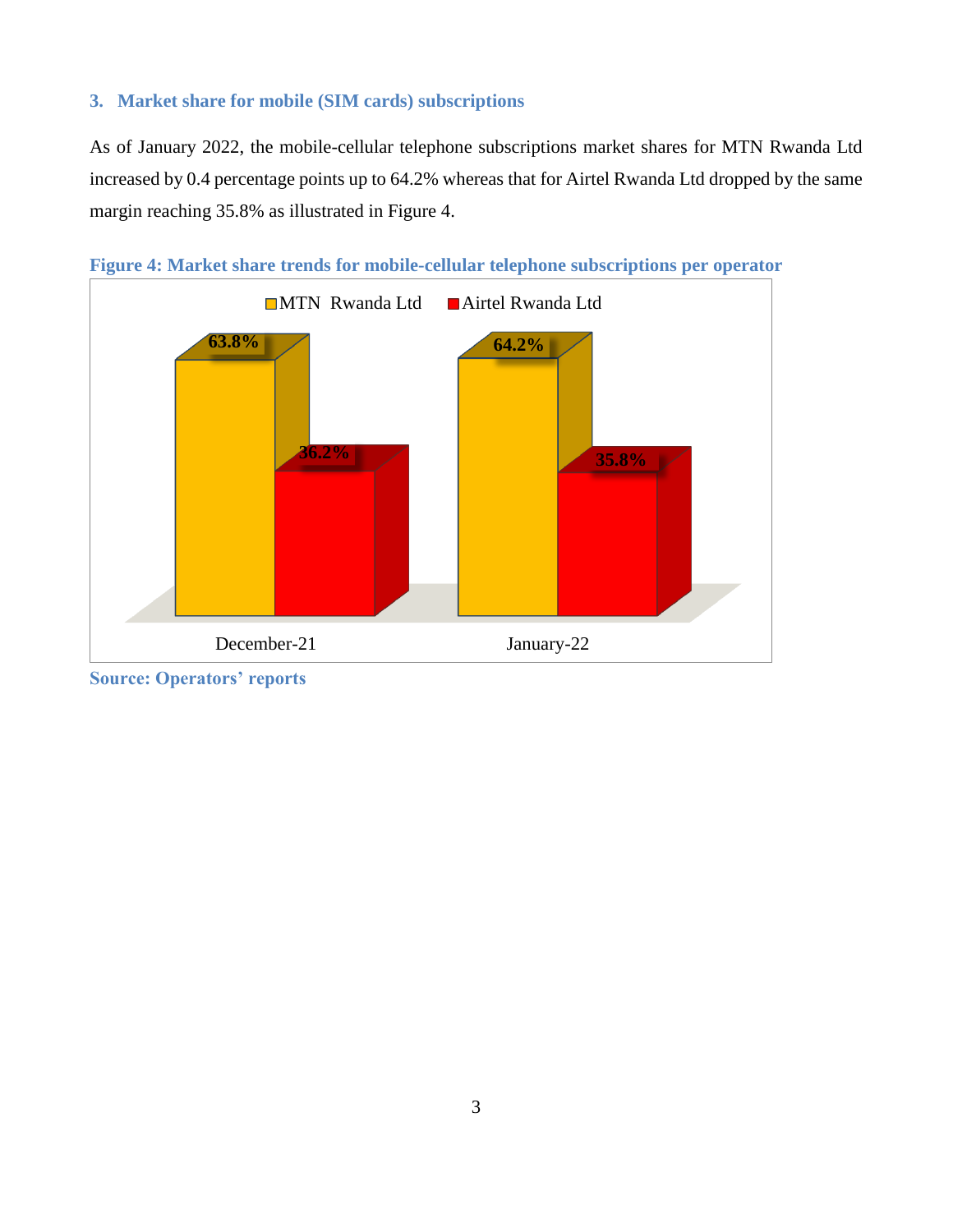## 3. Market share for mobile (SIM cards) subscriptions

As of January 2022, the mobile-cellular telephone subscriptions market shares for MTN Rwanda Ltd increased by 0.4 percentage points up to 64.2% whereas that for Airtel Rwanda Ltd dropped by the same margin reaching 35.8% as illustrated in Figure 4.

**Figure 4: Market share trends for mobile-cellular telephone subscriptions per operator**

MTN Rwanda Ltd
Airtel Rwanda Ltd

63.8%
36.2%
64.2%
35.8%

December-21
January-22

**Source: Operators' reports**